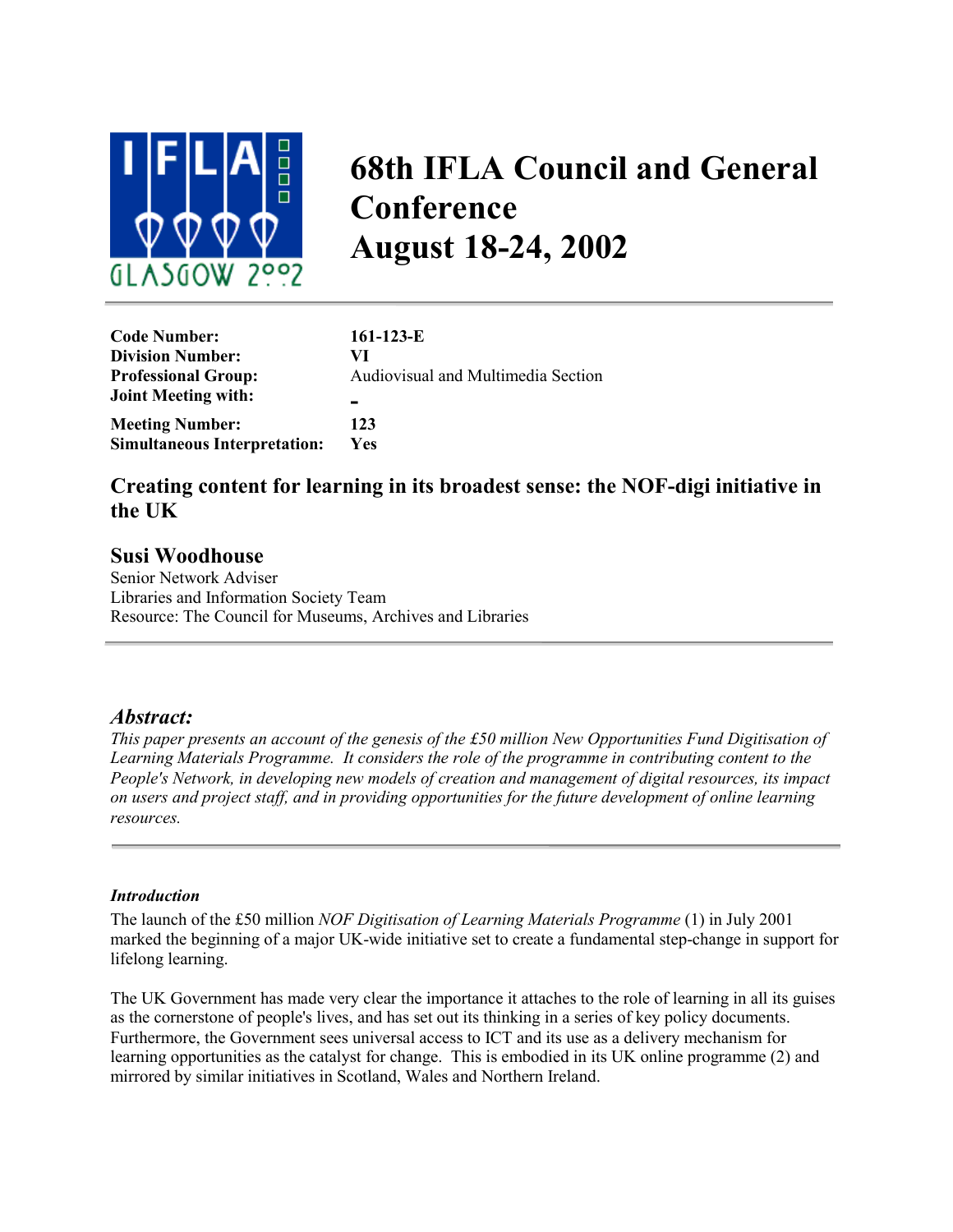# 68th IFLA Council and General Conference
# August 18-24, 2002

| | |
|---|---|
| **Code Number:** | **161-123-E** |
| **Division Number:** | **VI** |
| **Professional Group:** | Audiovisual and Multimedia Section |
| **Joint Meeting with:** | **-** |
| **Meeting Number:** | **123** |
| **Simultaneous Interpretation:** | **Yes** |

## Creating content for learning in its broadest sense: the NOF-digi initiative in the UK

### Susi Woodhouse

Senior Network Adviser
Libraries and Information Society Team
Resource: The Council for Museums, Archives and Libraries

## *Abstract:*

*This paper presents an account of the genesis of the £50 million New Opportunities Fund Digitisation of Learning Materials Programme. It considers the role of the programme in contributing content to the People's Network, in developing new models of creation and management of digital resources, its impact on users and project staff, and in providing opportunities for the future development of online learning resources.*

#### ***Introduction***

The launch of the £50 million *NOF Digitisation of Learning Materials Programme* (1) in July 2001 marked the beginning of a major UK-wide initiative set to create a fundamental step-change in support for lifelong learning.

The UK Government has made very clear the importance it attaches to the role of learning in all its guises as the cornerstone of people's lives, and has set out its thinking in a series of key policy documents. Furthermore, the Government sees universal access to ICT and its use as a delivery mechanism for learning opportunities as the catalyst for change. This is embodied in its UK online programme (2) and mirrored by similar initiatives in Scotland, Wales and Northern Ireland.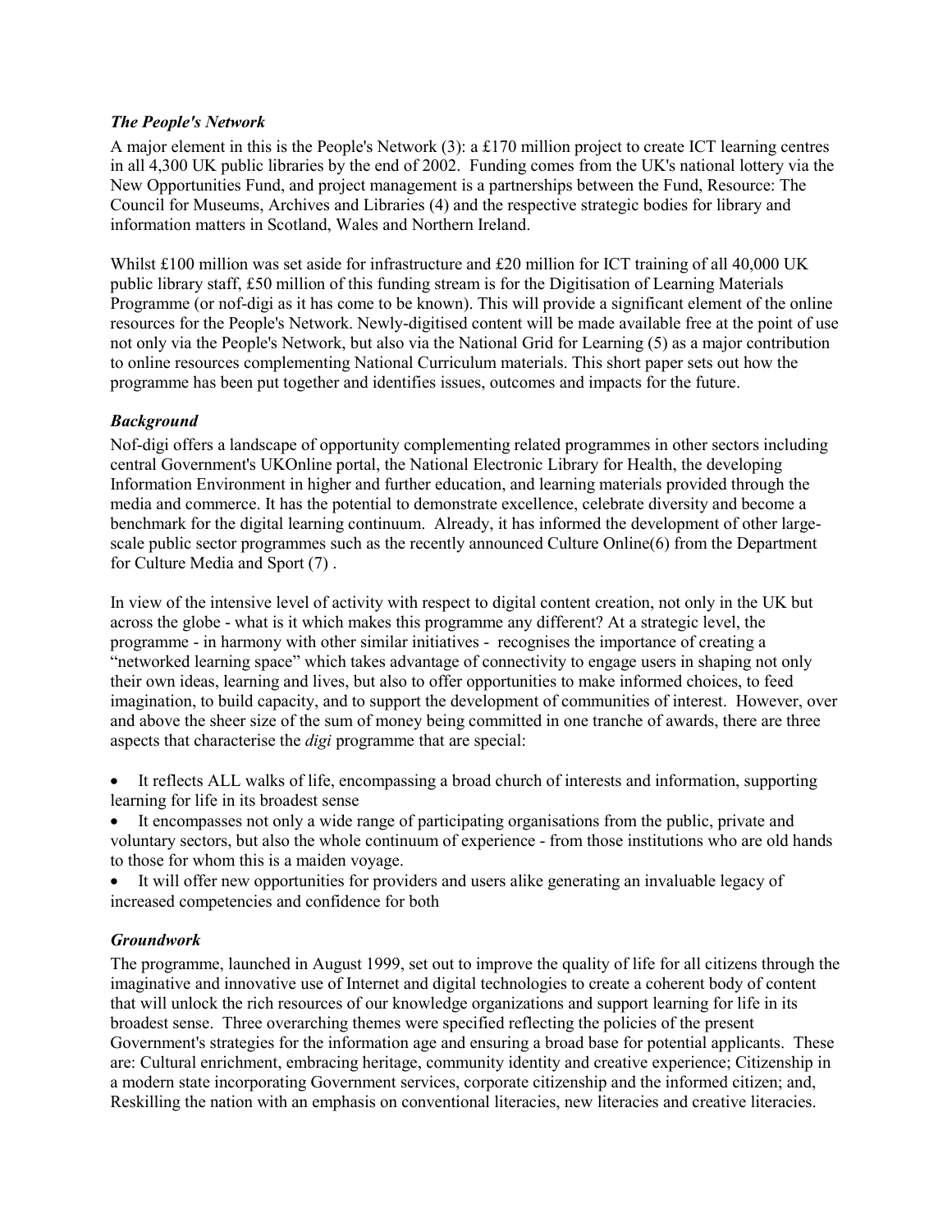### *The People's Network*

A major element in this is the People's Network (3): a £170 million project to create ICT learning centres in all 4,300 UK public libraries by the end of 2002. Funding comes from the UK's national lottery via the New Opportunities Fund, and project management is a partnerships between the Fund, Resource: The Council for Museums, Archives and Libraries (4) and the respective strategic bodies for library and information matters in Scotland, Wales and Northern Ireland.

Whilst £100 million was set aside for infrastructure and £20 million for ICT training of all 40,000 UK public library staff, £50 million of this funding stream is for the Digitisation of Learning Materials Programme (or nof-digi as it has come to be known). This will provide a significant element of the online resources for the People's Network. Newly-digitised content will be made available free at the point of use not only via the People's Network, but also via the National Grid for Learning (5) as a major contribution to online resources complementing National Curriculum materials. This short paper sets out how the programme has been put together and identifies issues, outcomes and impacts for the future.

### *Background*

Nof-digi offers a landscape of opportunity complementing related programmes in other sectors including central Government's UKOnline portal, the National Electronic Library for Health, the developing Information Environment in higher and further education, and learning materials provided through the media and commerce. It has the potential to demonstrate excellence, celebrate diversity and become a benchmark for the digital learning continuum. Already, it has informed the development of other large-scale public sector programmes such as the recently announced Culture Online(6) from the Department for Culture Media and Sport (7) .

In view of the intensive level of activity with respect to digital content creation, not only in the UK but across the globe - what is it which makes this programme any different? At a strategic level, the programme - in harmony with other similar initiatives - recognises the importance of creating a "networked learning space" which takes advantage of connectivity to engage users in shaping not only their own ideas, learning and lives, but also to offer opportunities to make informed choices, to feed imagination, to build capacity, and to support the development of communities of interest. However, over and above the sheer size of the sum of money being committed in one tranche of awards, there are three aspects that characterise the *digi* programme that are special:

- It reflects ALL walks of life, encompassing a broad church of interests and information, supporting learning for life in its broadest sense
- It encompasses not only a wide range of participating organisations from the public, private and voluntary sectors, but also the whole continuum of experience - from those institutions who are old hands to those for whom this is a maiden voyage.
- It will offer new opportunities for providers and users alike generating an invaluable legacy of increased competencies and confidence for both

### *Groundwork*

The programme, launched in August 1999, set out to improve the quality of life for all citizens through the imaginative and innovative use of Internet and digital technologies to create a coherent body of content that will unlock the rich resources of our knowledge organizations and support learning for life in its broadest sense. Three overarching themes were specified reflecting the policies of the present Government's strategies for the information age and ensuring a broad base for potential applicants. These are: Cultural enrichment, embracing heritage, community identity and creative experience; Citizenship in a modern state incorporating Government services, corporate citizenship and the informed citizen; and, Reskilling the nation with an emphasis on conventional literacies, new literacies and creative literacies.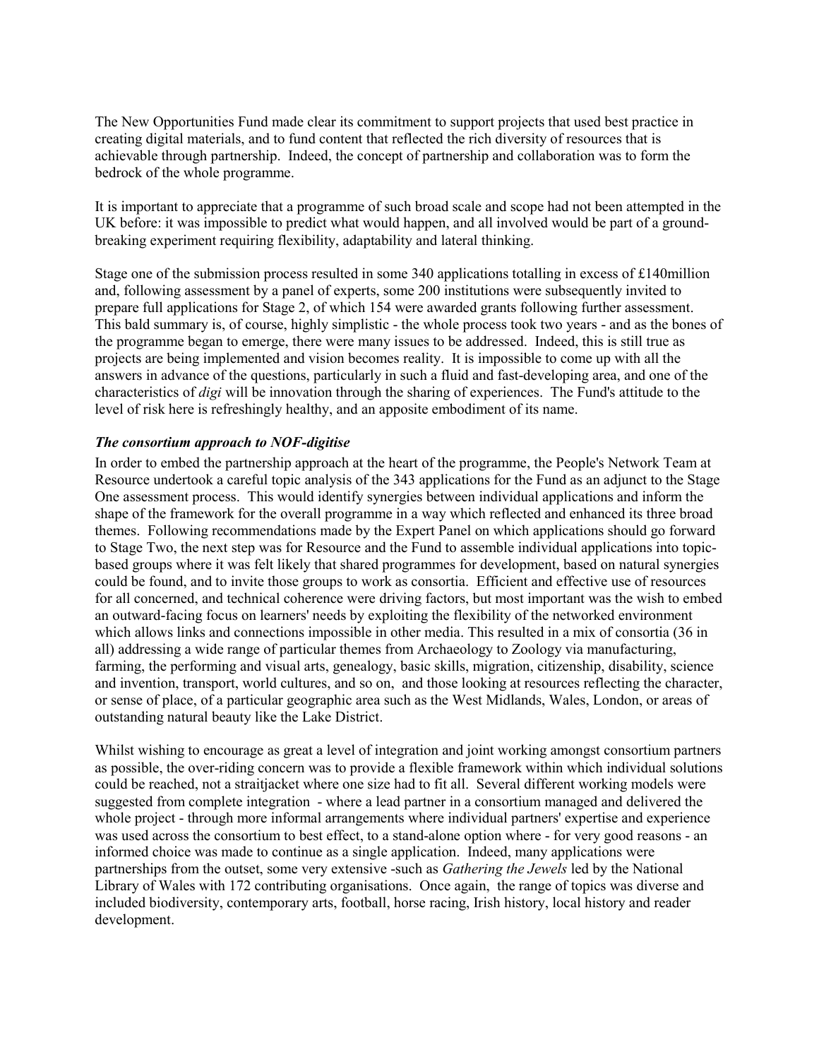The New Opportunities Fund made clear its commitment to support projects that used best practice in creating digital materials, and to fund content that reflected the rich diversity of resources that is achievable through partnership. Indeed, the concept of partnership and collaboration was to form the bedrock of the whole programme.

It is important to appreciate that a programme of such broad scale and scope had not been attempted in the UK before: it was impossible to predict what would happen, and all involved would be part of a ground-breaking experiment requiring flexibility, adaptability and lateral thinking.

Stage one of the submission process resulted in some 340 applications totalling in excess of £140million and, following assessment by a panel of experts, some 200 institutions were subsequently invited to prepare full applications for Stage 2, of which 154 were awarded grants following further assessment. This bald summary is, of course, highly simplistic - the whole process took two years - and as the bones of the programme began to emerge, there were many issues to be addressed. Indeed, this is still true as projects are being implemented and vision becomes reality. It is impossible to come up with all the answers in advance of the questions, particularly in such a fluid and fast-developing area, and one of the characteristics of *digi* will be innovation through the sharing of experiences. The Fund's attitude to the level of risk here is refreshingly healthy, and an apposite embodiment of its name.

### *The consortium approach to NOF-digitise*

In order to embed the partnership approach at the heart of the programme, the People's Network Team at Resource undertook a careful topic analysis of the 343 applications for the Fund as an adjunct to the Stage One assessment process. This would identify synergies between individual applications and inform the shape of the framework for the overall programme in a way which reflected and enhanced its three broad themes. Following recommendations made by the Expert Panel on which applications should go forward to Stage Two, the next step was for Resource and the Fund to assemble individual applications into topic-based groups where it was felt likely that shared programmes for development, based on natural synergies could be found, and to invite those groups to work as consortia. Efficient and effective use of resources for all concerned, and technical coherence were driving factors, but most important was the wish to embed an outward-facing focus on learners' needs by exploiting the flexibility of the networked environment which allows links and connections impossible in other media. This resulted in a mix of consortia (36 in all) addressing a wide range of particular themes from Archaeology to Zoology via manufacturing, farming, the performing and visual arts, genealogy, basic skills, migration, citizenship, disability, science and invention, transport, world cultures, and so on, and those looking at resources reflecting the character, or sense of place, of a particular geographic area such as the West Midlands, Wales, London, or areas of outstanding natural beauty like the Lake District.

Whilst wishing to encourage as great a level of integration and joint working amongst consortium partners as possible, the over-riding concern was to provide a flexible framework within which individual solutions could be reached, not a straitjacket where one size had to fit all. Several different working models were suggested from complete integration - where a lead partner in a consortium managed and delivered the whole project - through more informal arrangements where individual partners' expertise and experience was used across the consortium to best effect, to a stand-alone option where - for very good reasons - an informed choice was made to continue as a single application. Indeed, many applications were partnerships from the outset, some very extensive -such as *Gathering the Jewels* led by the National Library of Wales with 172 contributing organisations. Once again, the range of topics was diverse and included biodiversity, contemporary arts, football, horse racing, Irish history, local history and reader development.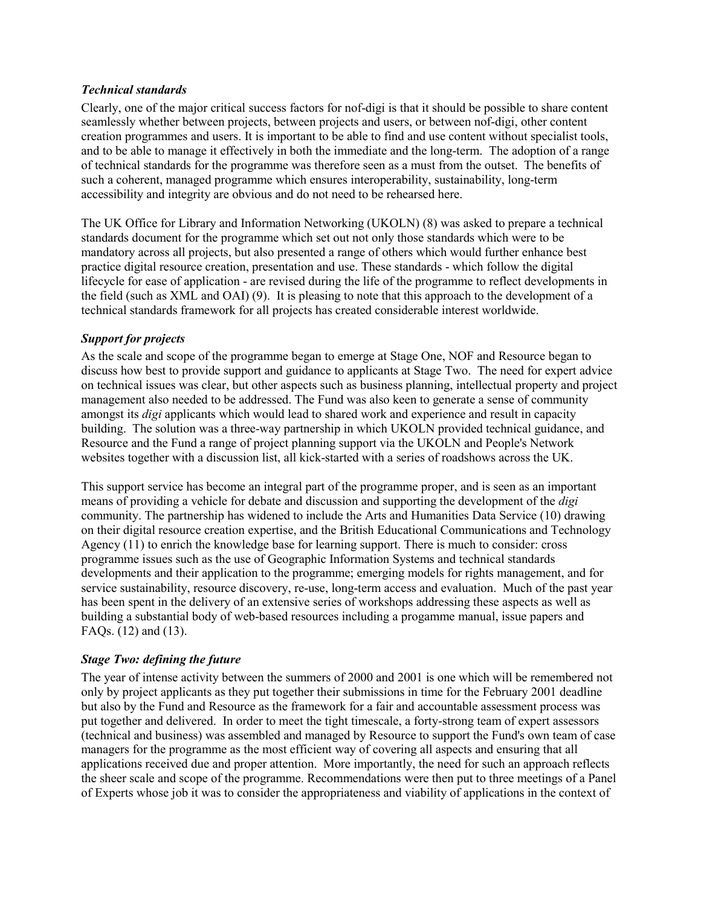### *Technical standards*

Clearly, one of the major critical success factors for nof-digi is that it should be possible to share content seamlessly whether between projects, between projects and users, or between nof-digi, other content creation programmes and users. It is important to be able to find and use content without specialist tools, and to be able to manage it effectively in both the immediate and the long-term. The adoption of a range of technical standards for the programme was therefore seen as a must from the outset. The benefits of such a coherent, managed programme which ensures interoperability, sustainability, long-term accessibility and integrity are obvious and do not need to be rehearsed here.

The UK Office for Library and Information Networking (UKOLN) (8) was asked to prepare a technical standards document for the programme which set out not only those standards which were to be mandatory across all projects, but also presented a range of others which would further enhance best practice digital resource creation, presentation and use. These standards - which follow the digital lifecycle for ease of application - are revised during the life of the programme to reflect developments in the field (such as XML and OAI) (9). It is pleasing to note that this approach to the development of a technical standards framework for all projects has created considerable interest worldwide.

### *Support for projects*

As the scale and scope of the programme began to emerge at Stage One, NOF and Resource began to discuss how best to provide support and guidance to applicants at Stage Two. The need for expert advice on technical issues was clear, but other aspects such as business planning, intellectual property and project management also needed to be addressed. The Fund was also keen to generate a sense of community amongst its *digi* applicants which would lead to shared work and experience and result in capacity building. The solution was a three-way partnership in which UKOLN provided technical guidance, and Resource and the Fund a range of project planning support via the UKOLN and People's Network websites together with a discussion list, all kick-started with a series of roadshows across the UK.

This support service has become an integral part of the programme proper, and is seen as an important means of providing a vehicle for debate and discussion and supporting the development of the *digi* community. The partnership has widened to include the Arts and Humanities Data Service (10) drawing on their digital resource creation expertise, and the British Educational Communications and Technology Agency (11) to enrich the knowledge base for learning support. There is much to consider: cross programme issues such as the use of Geographic Information Systems and technical standards developments and their application to the programme; emerging models for rights management, and for service sustainability, resource discovery, re-use, long-term access and evaluation. Much of the past year has been spent in the delivery of an extensive series of workshops addressing these aspects as well as building a substantial body of web-based resources including a progamme manual, issue papers and FAQs. (12) and (13).

### *Stage Two: defining the future*

The year of intense activity between the summers of 2000 and 2001 is one which will be remembered not only by project applicants as they put together their submissions in time for the February 2001 deadline but also by the Fund and Resource as the framework for a fair and accountable assessment process was put together and delivered. In order to meet the tight timescale, a forty-strong team of expert assessors (technical and business) was assembled and managed by Resource to support the Fund's own team of case managers for the programme as the most efficient way of covering all aspects and ensuring that all applications received due and proper attention. More importantly, the need for such an approach reflects the sheer scale and scope of the programme. Recommendations were then put to three meetings of a Panel of Experts whose job it was to consider the appropriateness and viability of applications in the context of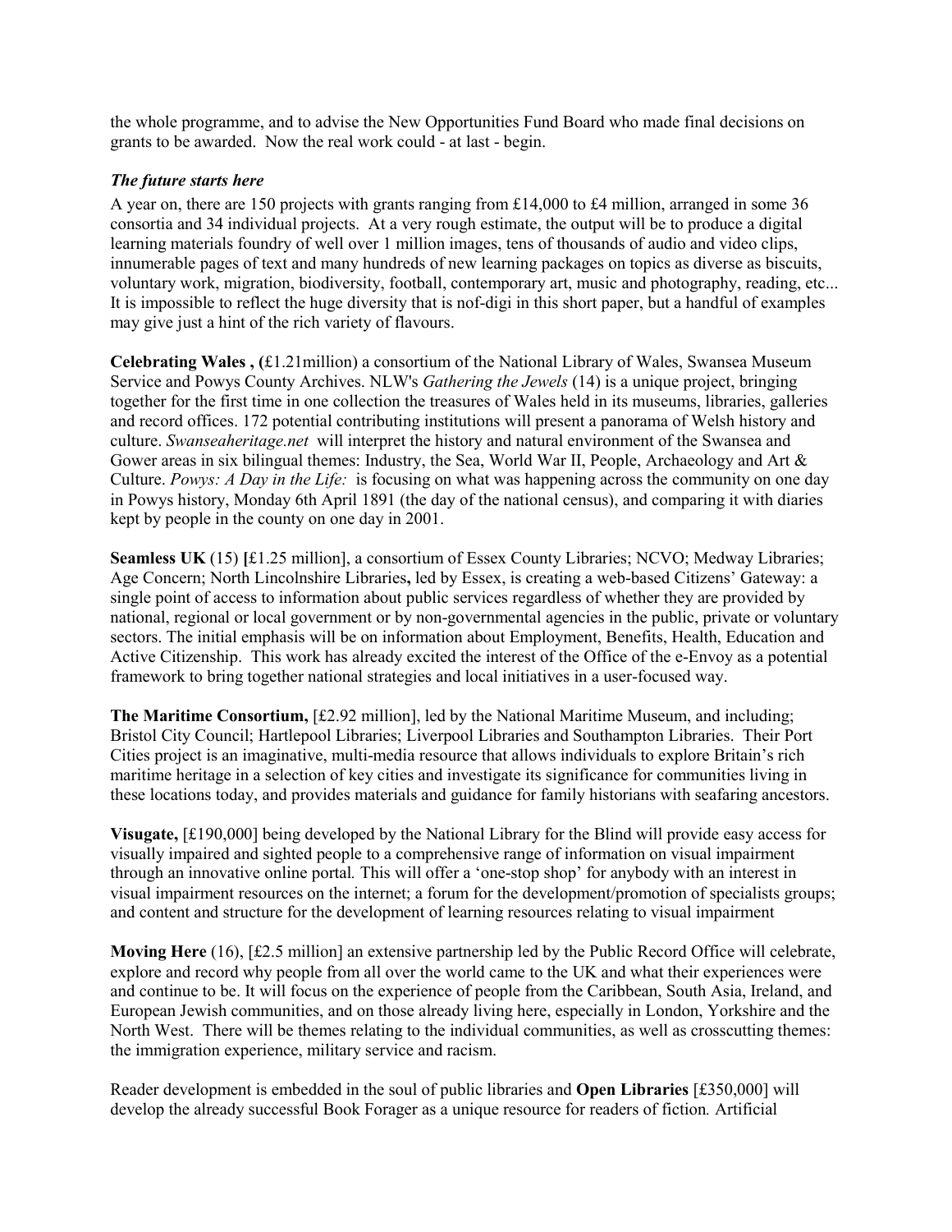the whole programme, and to advise the New Opportunities Fund Board who made final decisions on grants to be awarded.  Now the real work could - at last - begin.

### *The future starts here*

A year on, there are 150 projects with grants ranging from £14,000 to £4 million, arranged in some 36 consortia and 34 individual projects.  At a very rough estimate, the output will be to produce a digital learning materials foundry of well over 1 million images, tens of thousands of audio and video clips, innumerable pages of text and many hundreds of new learning packages on topics as diverse as biscuits, voluntary work, migration, biodiversity, football, contemporary art, music and photography, reading, etc... It is impossible to reflect the huge diversity that is nof-digi in this short paper, but a handful of examples may give just a hint of the rich variety of flavours.

**Celebrating Wales , (**£1.21million) a consortium of the National Library of Wales, Swansea Museum Service and Powys County Archives. NLW's *Gathering the Jewels* (14) is a unique project, bringing together for the first time in one collection the treasures of Wales held in its museums, libraries, galleries and record offices. 172 potential contributing institutions will present a panorama of Welsh history and culture. *Swanseaheritage.net* will interpret the history and natural environment of the Swansea and Gower areas in six bilingual themes: Industry, the Sea, World War II, People, Archaeology and Art & Culture. *Powys: A Day in the Life:* is focusing on what was happening across the community on one day in Powys history, Monday 6th April 1891 (the day of the national census), and comparing it with diaries kept by people in the county on one day in 2001.

**Seamless UK** (15) **[**£1.25 million], a consortium of Essex County Libraries; NCVO; Medway Libraries; Age Concern; North Lincolnshire Libraries**,** led by Essex, is creating a web-based Citizens' Gateway: a single point of access to information about public services regardless of whether they are provided by national, regional or local government or by non-governmental agencies in the public, private or voluntary sectors. The initial emphasis will be on information about Employment, Benefits, Health, Education and Active Citizenship.  This work has already excited the interest of the Office of the e-Envoy as a potential framework to bring together national strategies and local initiatives in a user-focused way.

**The Maritime Consortium,** [£2.92 million], led by the National Maritime Museum, and including; Bristol City Council; Hartlepool Libraries; Liverpool Libraries and Southampton Libraries.  Their Port Cities project is an imaginative, multi-media resource that allows individuals to explore Britain's rich maritime heritage in a selection of key cities and investigate its significance for communities living in these locations today, and provides materials and guidance for family historians with seafaring ancestors.

**Visugate,** [£190,000] being developed by the National Library for the Blind will provide easy access for visually impaired and sighted people to a comprehensive range of information on visual impairment through an innovative online portal*.* This will offer a 'one-stop shop' for anybody with an interest in visual impairment resources on the internet; a forum for the development/promotion of specialists groups; and content and structure for the development of learning resources relating to visual impairment

**Moving Here** (16), [£2.5 million] an extensive partnership led by the Public Record Office will celebrate, explore and record why people from all over the world came to the UK and what their experiences were and continue to be. It will focus on the experience of people from the Caribbean, South Asia, Ireland, and European Jewish communities, and on those already living here, especially in London, Yorkshire and the North West.  There will be themes relating to the individual communities, as well as crosscutting themes: the immigration experience, military service and racism.

Reader development is embedded in the soul of public libraries and **Open Libraries** [£350,000] will develop the already successful Book Forager as a unique resource for readers of fiction*.* Artificial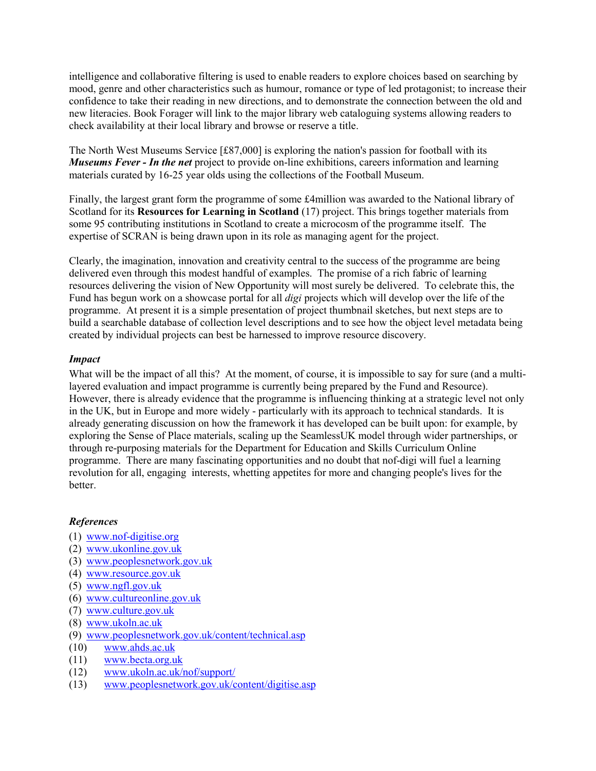intelligence and collaborative filtering is used to enable readers to explore choices based on searching by mood, genre and other characteristics such as humour, romance or type of led protagonist; to increase their confidence to take their reading in new directions, and to demonstrate the connection between the old and new literacies. Book Forager will link to the major library web cataloguing systems allowing readers to check availability at their local library and browse or reserve a title.

The North West Museums Service [£87,000] is exploring the nation's passion for football with its ***Museums Fever - In the net*** project to provide on-line exhibitions, careers information and learning materials curated by 16-25 year olds using the collections of the Football Museum.

Finally, the largest grant form the programme of some £4million was awarded to the National library of Scotland for its **Resources for Learning in Scotland** (17) project. This brings together materials from some 95 contributing institutions in Scotland to create a microcosm of the programme itself. The expertise of SCRAN is being drawn upon in its role as managing agent for the project.

Clearly, the imagination, innovation and creativity central to the success of the programme are being delivered even through this modest handful of examples. The promise of a rich fabric of learning resources delivering the vision of New Opportunity will most surely be delivered. To celebrate this, the Fund has begun work on a showcase portal for all *digi* projects which will develop over the life of the programme. At present it is a simple presentation of project thumbnail sketches, but next steps are to build a searchable database of collection level descriptions and to see how the object level metadata being created by individual projects can best be harnessed to improve resource discovery.

***Impact***

What will be the impact of all this? At the moment, of course, it is impossible to say for sure (and a multi-layered evaluation and impact programme is currently being prepared by the Fund and Resource). However, there is already evidence that the programme is influencing thinking at a strategic level not only in the UK, but in Europe and more widely - particularly with its approach to technical standards. It is already generating discussion on how the framework it has developed can be built upon: for example, by exploring the Sense of Place materials, scaling up the SeamlessUK model through wider partnerships, or through re-purposing materials for the Department for Education and Skills Curriculum Online programme. There are many fascinating opportunities and no doubt that nof-digi will fuel a learning revolution for all, engaging interests, whetting appetites for more and changing people's lives for the better.

***References***

(1) www.nof-digitise.org
(2) www.ukonline.gov.uk
(3) www.peoplesnetwork.gov.uk
(4) www.resource.gov.uk
(5) www.ngfl.gov.uk
(6) www.cultureonline.gov.uk
(7) www.culture.gov.uk
(8) www.ukoln.ac.uk
(9) www.peoplesnetwork.gov.uk/content/technical.asp
(10) www.ahds.ac.uk
(11) www.becta.org.uk
(12) www.ukoln.ac.uk/nof/support/
(13) www.peoplesnetwork.gov.uk/content/digitise.asp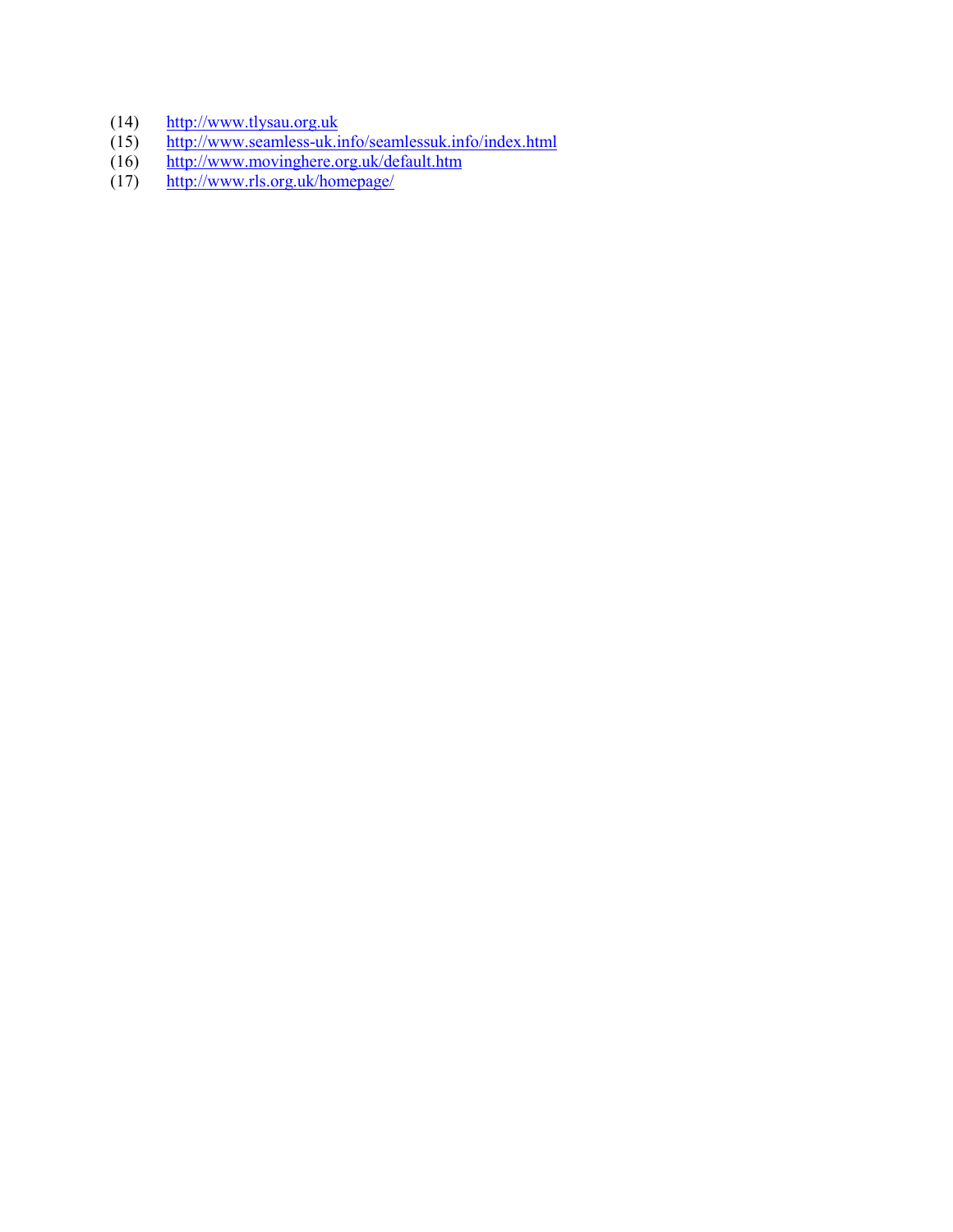(14) http://www.tlysau.org.uk
(15) http://www.seamless-uk.info/seamlessuk.info/index.html
(16) http://www.movinghere.org.uk/default.htm
(17) http://www.rls.org.uk/homepage/